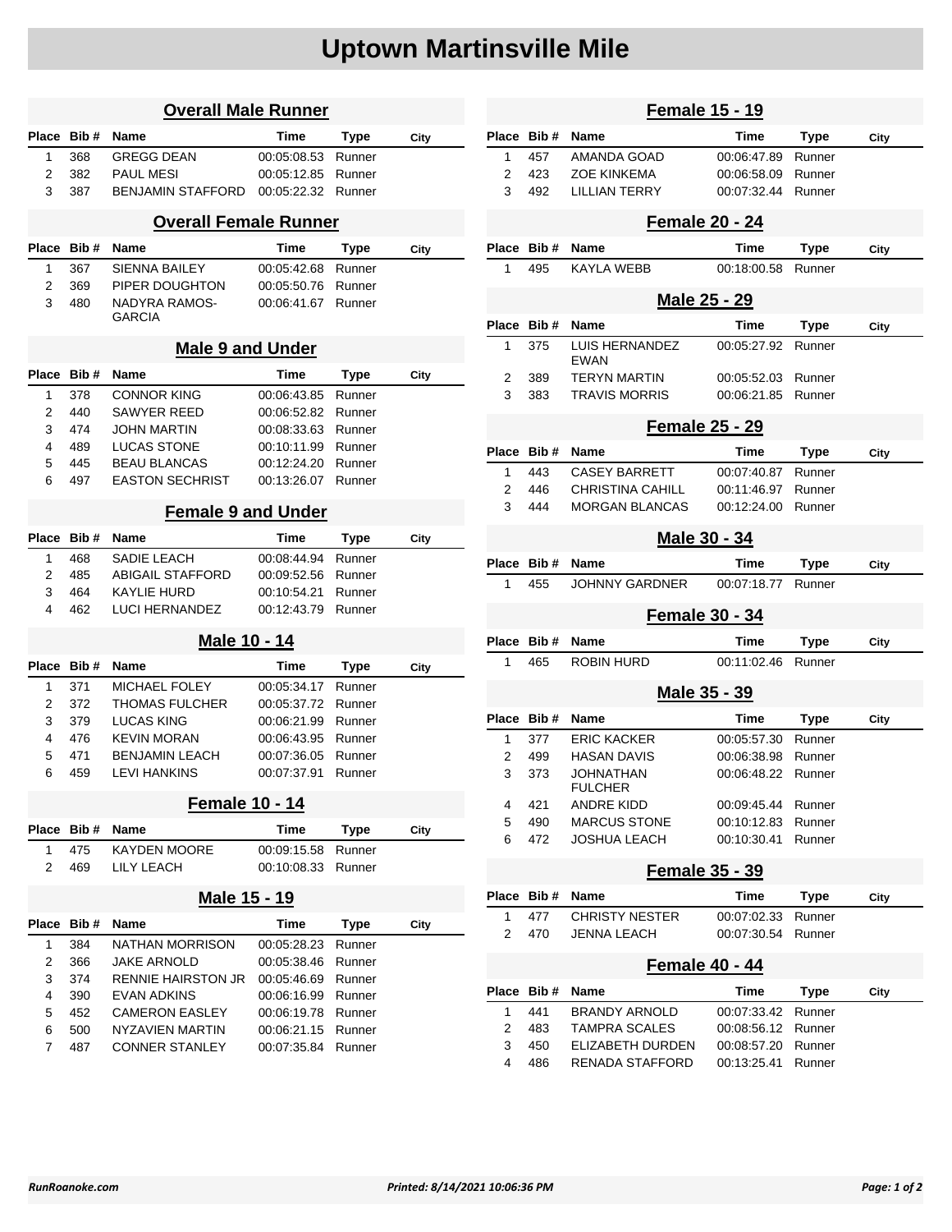# Uptown Martinsville Mile

## Overall Male Runner

| Place | Bib # | Name | Time | Type | City |
|---|---|---|---|---|---|
| 1 | 368 | GREGG DEAN | 00:05:08.53 | Runner | |
| 2 | 382 | PAUL MESI | 00:05:12.85 | Runner | |
| 3 | 387 | BENJAMIN STAFFORD | 00:05:22.32 | Runner | |

## Overall Female Runner

| Place | Bib # | Name | Time | Type | City |
|---|---|---|---|---|---|
| 1 | 367 | SIENNA BAILEY | 00:05:42.68 | Runner | |
| 2 | 369 | PIPER DOUGHTON | 00:05:50.76 | Runner | |
| 3 | 480 | NADYRA RAMOS-GARCIA | 00:06:41.67 | Runner | |

## Male 9 and Under

| Place | Bib # | Name | Time | Type | City |
|---|---|---|---|---|---|
| 1 | 378 | CONNOR KING | 00:06:43.85 | Runner | |
| 2 | 440 | SAWYER REED | 00:06:52.82 | Runner | |
| 3 | 474 | JOHN MARTIN | 00:08:33.63 | Runner | |
| 4 | 489 | LUCAS STONE | 00:10:11.99 | Runner | |
| 5 | 445 | BEAU BLANCAS | 00:12:24.20 | Runner | |
| 6 | 497 | EASTON SECHRIST | 00:13:26.07 | Runner | |

## Female 9 and Under

| Place | Bib # | Name | Time | Type | City |
|---|---|---|---|---|---|
| 1 | 468 | SADIE LEACH | 00:08:44.94 | Runner | |
| 2 | 485 | ABIGAIL STAFFORD | 00:09:52.56 | Runner | |
| 3 | 464 | KAYLIE HURD | 00:10:54.21 | Runner | |
| 4 | 462 | LUCI HERNANDEZ | 00:12:43.79 | Runner | |

## Male 10 - 14

| Place | Bib # | Name | Time | Type | City |
|---|---|---|---|---|---|
| 1 | 371 | MICHAEL FOLEY | 00:05:34.17 | Runner | |
| 2 | 372 | THOMAS FULCHER | 00:05:37.72 | Runner | |
| 3 | 379 | LUCAS KING | 00:06:21.99 | Runner | |
| 4 | 476 | KEVIN MORAN | 00:06:43.95 | Runner | |
| 5 | 471 | BENJAMIN LEACH | 00:07:36.05 | Runner | |
| 6 | 459 | LEVI HANKINS | 00:07:37.91 | Runner | |

## Female 10 - 14

| Place | Bib # | Name | Time | Type | City |
|---|---|---|---|---|---|
| 1 | 475 | KAYDEN MOORE | 00:09:15.58 | Runner | |
| 2 | 469 | LILY LEACH | 00:10:08.33 | Runner | |

## Male 15 - 19

| Place | Bib # | Name | Time | Type | City |
|---|---|---|---|---|---|
| 1 | 384 | NATHAN MORRISON | 00:05:28.23 | Runner | |
| 2 | 366 | JAKE ARNOLD | 00:05:38.46 | Runner | |
| 3 | 374 | RENNIE HAIRSTON JR | 00:05:46.69 | Runner | |
| 4 | 390 | EVAN ADKINS | 00:06:16.99 | Runner | |
| 5 | 452 | CAMERON EASLEY | 00:06:19.78 | Runner | |
| 6 | 500 | NYZAVIEN MARTIN | 00:06:21.15 | Runner | |
| 7 | 487 | CONNER STANLEY | 00:07:35.84 | Runner | |

## Female 15 - 19

| Place | Bib # | Name | Time | Type | City |
|---|---|---|---|---|---|
| 1 | 457 | AMANDA GOAD | 00:06:47.89 | Runner | |
| 2 | 423 | ZOE KINKEMA | 00:06:58.09 | Runner | |
| 3 | 492 | LILLIAN TERRY | 00:07:32.44 | Runner | |

## Female 20 - 24

| Place | Bib # | Name | Time | Type | City |
|---|---|---|---|---|---|
| 1 | 495 | KAYLA WEBB | 00:18:00.58 | Runner | |

## Male 25 - 29

| Place | Bib # | Name | Time | Type | City |
|---|---|---|---|---|---|
| 1 | 375 | LUIS HERNANDEZ EWAN | 00:05:27.92 | Runner | |
| 2 | 389 | TERYN MARTIN | 00:05:52.03 | Runner | |
| 3 | 383 | TRAVIS MORRIS | 00:06:21.85 | Runner | |

## Female 25 - 29

| Place | Bib # | Name | Time | Type | City |
|---|---|---|---|---|---|
| 1 | 443 | CASEY BARRETT | 00:07:40.87 | Runner | |
| 2 | 446 | CHRISTINA CAHILL | 00:11:46.97 | Runner | |
| 3 | 444 | MORGAN BLANCAS | 00:12:24.00 | Runner | |

## Male 30 - 34

| Place | Bib # | Name | Time | Type | City |
|---|---|---|---|---|---|
| 1 | 455 | JOHNNY GARDNER | 00:07:18.77 | Runner | |

## Female 30 - 34

| Place | Bib # | Name | Time | Type | City |
|---|---|---|---|---|---|
| 1 | 465 | ROBIN HURD | 00:11:02.46 | Runner | |

## Male 35 - 39

| Place | Bib # | Name | Time | Type | City |
|---|---|---|---|---|---|
| 1 | 377 | ERIC KACKER | 00:05:57.30 | Runner | |
| 2 | 499 | HASAN DAVIS | 00:06:38.98 | Runner | |
| 3 | 373 | JOHNATHAN FULCHER | 00:06:48.22 | Runner | |
| 4 | 421 | ANDRE KIDD | 00:09:45.44 | Runner | |
| 5 | 490 | MARCUS STONE | 00:10:12.83 | Runner | |
| 6 | 472 | JOSHUA LEACH | 00:10:30.41 | Runner | |

## Female 35 - 39

| Place | Bib # | Name | Time | Type | City |
|---|---|---|---|---|---|
| 1 | 477 | CHRISTY NESTER | 00:07:02.33 | Runner | |
| 2 | 470 | JENNA LEACH | 00:07:30.54 | Runner | |

## Female 40 - 44

| Place | Bib # | Name | Time | Type | City |
|---|---|---|---|---|---|
| 1 | 441 | BRANDY ARNOLD | 00:07:33.42 | Runner | |
| 2 | 483 | TAMPRA SCALES | 00:08:56.12 | Runner | |
| 3 | 450 | ELIZABETH DURDEN | 00:08:57.20 | Runner | |
| 4 | 486 | RENADA STAFFORD | 00:13:25.41 | Runner | |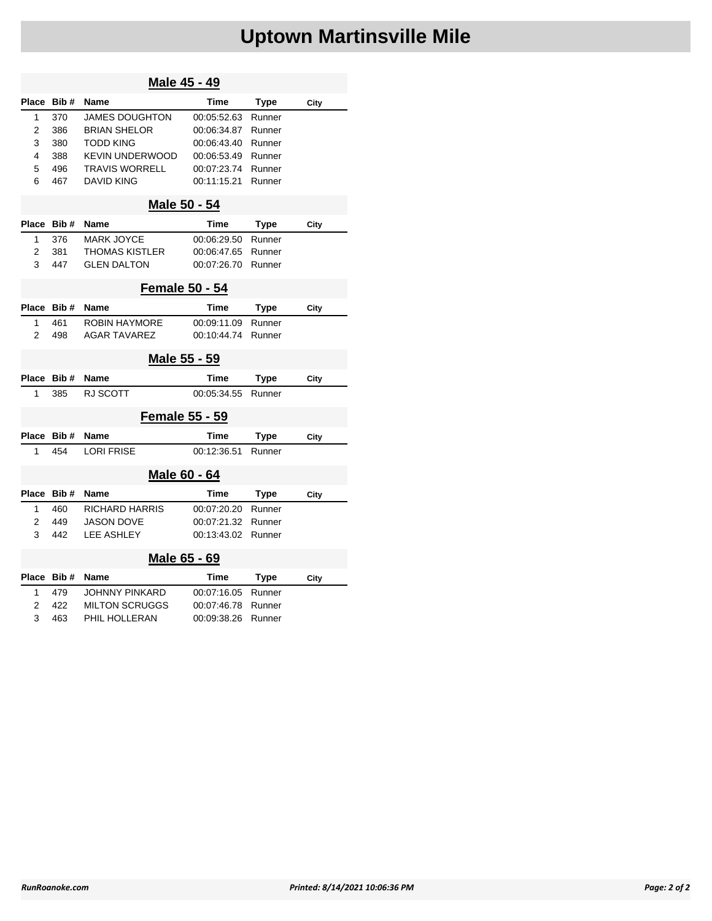# Uptown Martinsville Mile

## Male 45 - 49

| Place | Bib # | Name | Time | Type | City |
|---|---|---|---|---|---|
| 1 | 370 | JAMES DOUGHTON | 00:05:52.63 | Runner | |
| 2 | 386 | BRIAN SHELOR | 00:06:34.87 | Runner | |
| 3 | 380 | TODD KING | 00:06:43.40 | Runner | |
| 4 | 388 | KEVIN UNDERWOOD | 00:06:53.49 | Runner | |
| 5 | 496 | TRAVIS WORRELL | 00:07:23.74 | Runner | |
| 6 | 467 | DAVID KING | 00:11:15.21 | Runner | |

## Male 50 - 54

| Place | Bib # | Name | Time | Type | City |
|---|---|---|---|---|---|
| 1 | 376 | MARK JOYCE | 00:06:29.50 | Runner | |
| 2 | 381 | THOMAS KISTLER | 00:06:47.65 | Runner | |
| 3 | 447 | GLEN DALTON | 00:07:26.70 | Runner | |

## Female 50 - 54

| Place | Bib # | Name | Time | Type | City |
|---|---|---|---|---|---|
| 1 | 461 | ROBIN HAYMORE | 00:09:11.09 | Runner | |
| 2 | 498 | AGAR TAVAREZ | 00:10:44.74 | Runner | |

## Male 55 - 59

| Place | Bib # | Name | Time | Type | City |
|---|---|---|---|---|---|
| 1 | 385 | RJ SCOTT | 00:05:34.55 | Runner | |

## Female 55 - 59

| Place | Bib # | Name | Time | Type | City |
|---|---|---|---|---|---|
| 1 | 454 | LORI FRISE | 00:12:36.51 | Runner | |

## Male 60 - 64

| Place | Bib # | Name | Time | Type | City |
|---|---|---|---|---|---|
| 1 | 460 | RICHARD HARRIS | 00:07:20.20 | Runner | |
| 2 | 449 | JASON DOVE | 00:07:21.32 | Runner | |
| 3 | 442 | LEE ASHLEY | 00:13:43.02 | Runner | |

## Male 65 - 69

| Place | Bib # | Name | Time | Type | City |
|---|---|---|---|---|---|
| 1 | 479 | JOHNNY PINKARD | 00:07:16.05 | Runner | |
| 2 | 422 | MILTON SCRUGGS | 00:07:46.78 | Runner | |
| 3 | 463 | PHIL HOLLERAN | 00:09:38.26 | Runner | |

*RunRoanoke.com* *Printed: 8/14/2021 10:06:36 PM*